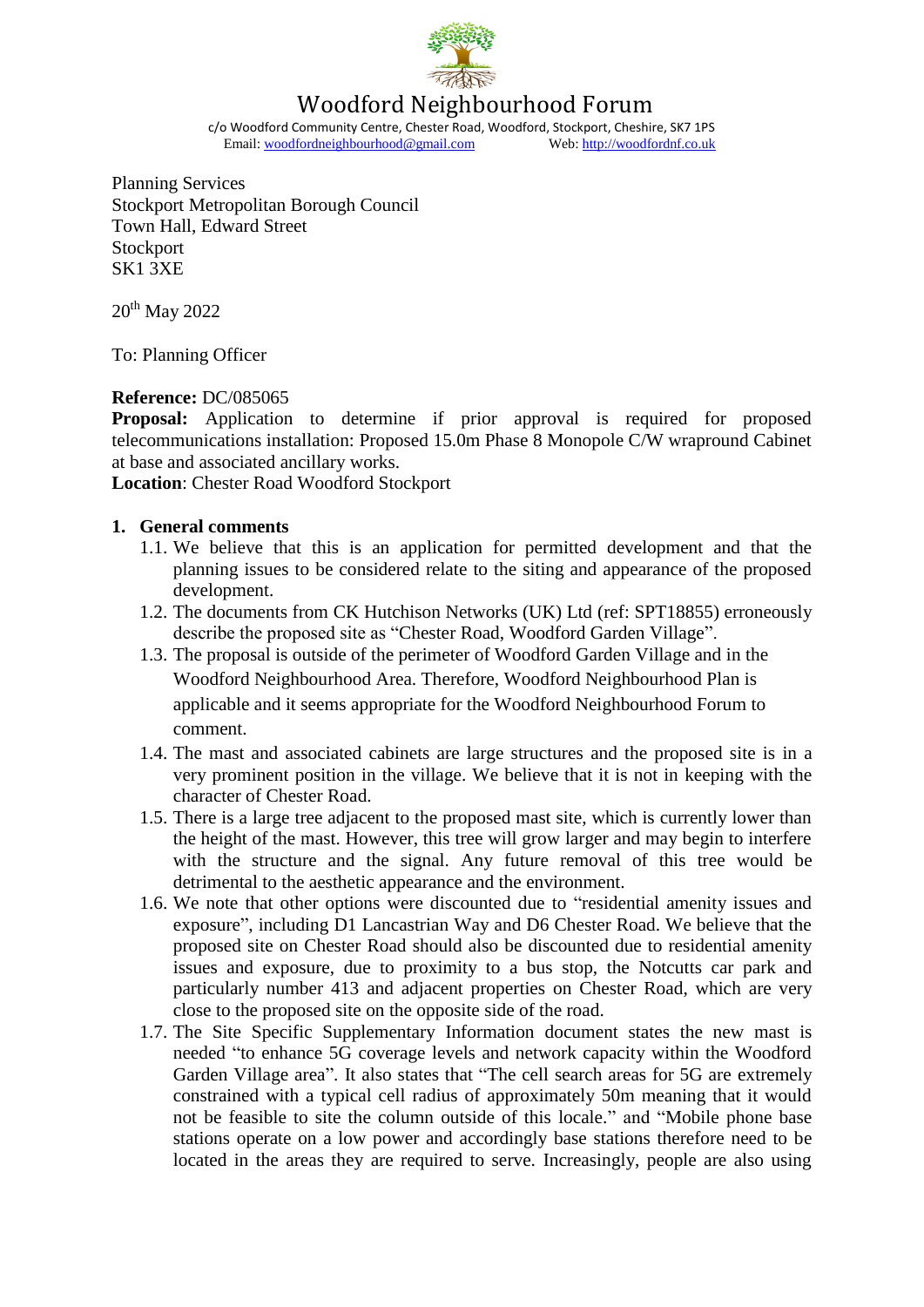# Woodford Neighbourhood Forum

c/o Woodford Community Centre, Chester Road, Woodford, Stockport, Cheshire, SK7 1PS
Email: woodfordneighbourhood@gmail.com Web: http://woodfordnf.co.uk

Planning Services
Stockport Metropolitan Borough Council
Town Hall, Edward Street
Stockport
SK1 3XE

20th May 2022

To: Planning Officer

**Reference:** DC/085065
**Proposal:** Application to determine if prior approval is required for proposed telecommunications installation: Proposed 15.0m Phase 8 Monopole C/W wrapround Cabinet at base and associated ancillary works.
**Location**: Chester Road Woodford Stockport

## 1. General comments

1.1. We believe that this is an application for permitted development and that the planning issues to be considered relate to the siting and appearance of the proposed development.

1.2. The documents from CK Hutchison Networks (UK) Ltd (ref: SPT18855) erroneously describe the proposed site as "Chester Road, Woodford Garden Village".

1.3. The proposal is outside of the perimeter of Woodford Garden Village and in the Woodford Neighbourhood Area. Therefore, Woodford Neighbourhood Plan is applicable and it seems appropriate for the Woodford Neighbourhood Forum to comment.

1.4. The mast and associated cabinets are large structures and the proposed site is in a very prominent position in the village. We believe that it is not in keeping with the character of Chester Road.

1.5. There is a large tree adjacent to the proposed mast site, which is currently lower than the height of the mast. However, this tree will grow larger and may begin to interfere with the structure and the signal. Any future removal of this tree would be detrimental to the aesthetic appearance and the environment.

1.6. We note that other options were discounted due to "residential amenity issues and exposure", including D1 Lancastrian Way and D6 Chester Road. We believe that the proposed site on Chester Road should also be discounted due to residential amenity issues and exposure, due to proximity to a bus stop, the Notcutts car park and particularly number 413 and adjacent properties on Chester Road, which are very close to the proposed site on the opposite side of the road.

1.7. The Site Specific Supplementary Information document states the new mast is needed "to enhance 5G coverage levels and network capacity within the Woodford Garden Village area". It also states that "The cell search areas for 5G are extremely constrained with a typical cell radius of approximately 50m meaning that it would not be feasible to site the column outside of this locale." and "Mobile phone base stations operate on a low power and accordingly base stations therefore need to be located in the areas they are required to serve. Increasingly, people are also using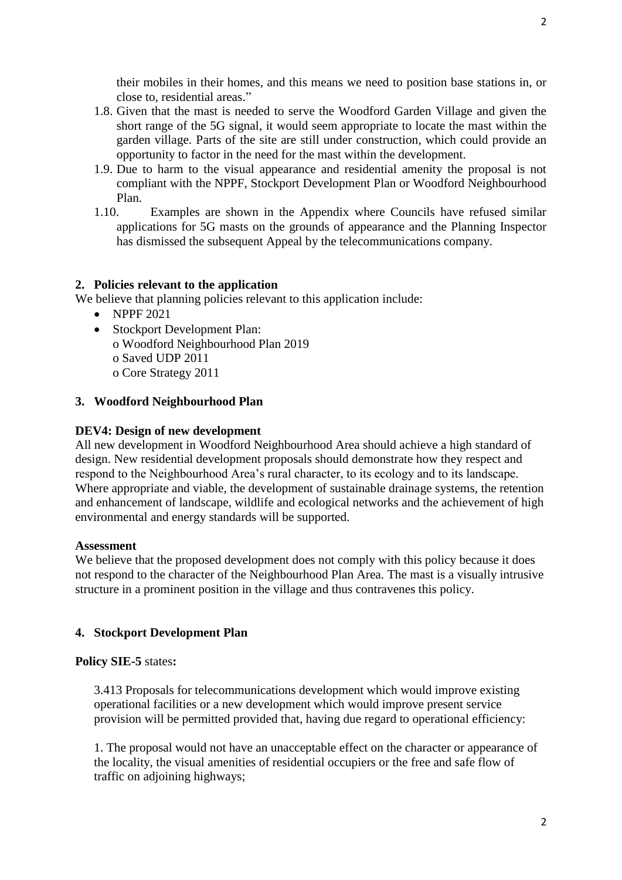their mobiles in their homes, and this means we need to position base stations in, or close to, residential areas."

1.8. Given that the mast is needed to serve the Woodford Garden Village and given the short range of the 5G signal, it would seem appropriate to locate the mast within the garden village. Parts of the site are still under construction, which could provide an opportunity to factor in the need for the mast within the development.
1.9. Due to harm to the visual appearance and residential amenity the proposal is not compliant with the NPPF, Stockport Development Plan or Woodford Neighbourhood Plan.
1.10. Examples are shown in the Appendix where Councils have refused similar applications for 5G masts on the grounds of appearance and the Planning Inspector has dismissed the subsequent Appeal by the telecommunications company.

## 2. Policies relevant to the application

We believe that planning policies relevant to this application include:

- NPPF 2021
- Stockport Development Plan:
  - o Woodford Neighbourhood Plan 2019
  - o Saved UDP 2011
  - o Core Strategy 2011

## 3. Woodford Neighbourhood Plan

**DEV4: Design of new development**

All new development in Woodford Neighbourhood Area should achieve a high standard of design. New residential development proposals should demonstrate how they respect and respond to the Neighbourhood Area's rural character, to its ecology and to its landscape. Where appropriate and viable, the development of sustainable drainage systems, the retention and enhancement of landscape, wildlife and ecological networks and the achievement of high environmental and energy standards will be supported.

**Assessment**

We believe that the proposed development does not comply with this policy because it does not respond to the character of the Neighbourhood Plan Area. The mast is a visually intrusive structure in a prominent position in the village and thus contravenes this policy.

## 4. Stockport Development Plan

**Policy SIE-5** states**:**

3.413 Proposals for telecommunications development which would improve existing operational facilities or a new development which would improve present service provision will be permitted provided that, having due regard to operational efficiency:

1. The proposal would not have an unacceptable effect on the character or appearance of the locality, the visual amenities of residential occupiers or the free and safe flow of traffic on adjoining highways;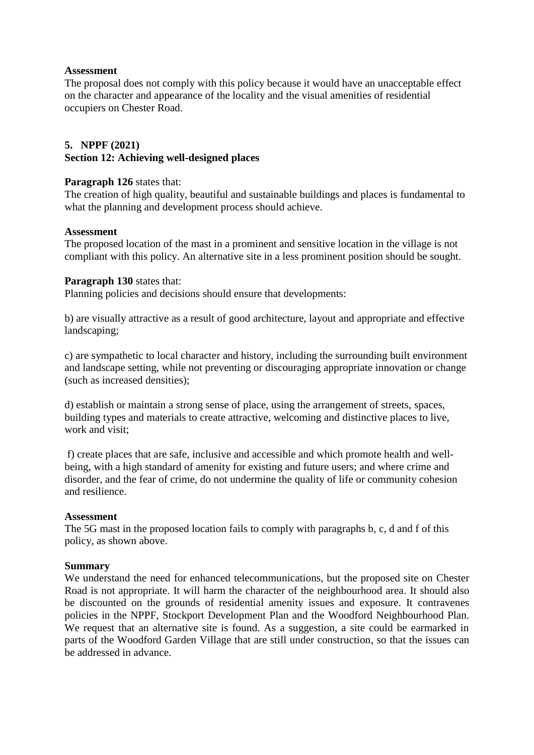**Assessment**
The proposal does not comply with this policy because it would have an unacceptable effect on the character and appearance of the locality and the visual amenities of residential occupiers on Chester Road.

## 5. NPPF (2021)

**Section 12: Achieving well-designed places**

**Paragraph 126** states that:
The creation of high quality, beautiful and sustainable buildings and places is fundamental to what the planning and development process should achieve.

**Assessment**
The proposed location of the mast in a prominent and sensitive location in the village is not compliant with this policy. An alternative site in a less prominent position should be sought.

**Paragraph 130** states that:
Planning policies and decisions should ensure that developments:

b) are visually attractive as a result of good architecture, layout and appropriate and effective landscaping;

c) are sympathetic to local character and history, including the surrounding built environment and landscape setting, while not preventing or discouraging appropriate innovation or change (such as increased densities);

d) establish or maintain a strong sense of place, using the arrangement of streets, spaces, building types and materials to create attractive, welcoming and distinctive places to live, work and visit;

f) create places that are safe, inclusive and accessible and which promote health and well-being, with a high standard of amenity for existing and future users; and where crime and disorder, and the fear of crime, do not undermine the quality of life or community cohesion and resilience.

**Assessment**
The 5G mast in the proposed location fails to comply with paragraphs b, c, d and f of this policy, as shown above.

**Summary**
We understand the need for enhanced telecommunications, but the proposed site on Chester Road is not appropriate. It will harm the character of the neighbourhood area. It should also be discounted on the grounds of residential amenity issues and exposure. It contravenes policies in the NPPF, Stockport Development Plan and the Woodford Neighbourhood Plan. We request that an alternative site is found. As a suggestion, a site could be earmarked in parts of the Woodford Garden Village that are still under construction, so that the issues can be addressed in advance.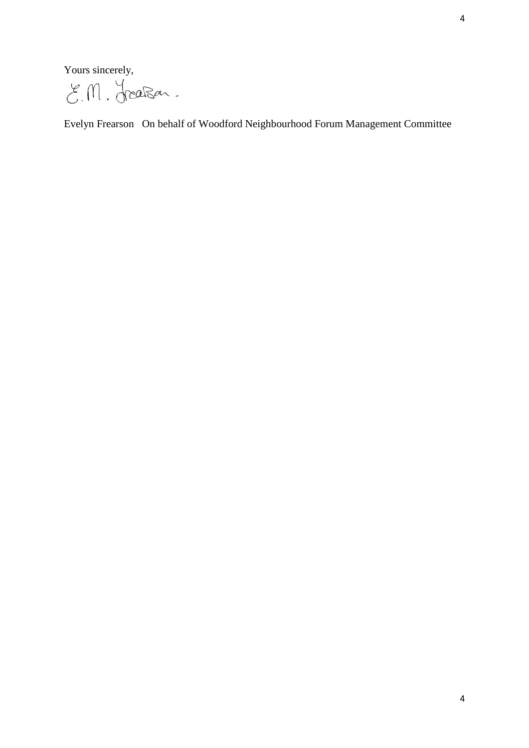Yours sincerely,

E. M. Frearson.

Evelyn Frearson On behalf of Woodford Neighbourhood Forum Management Committee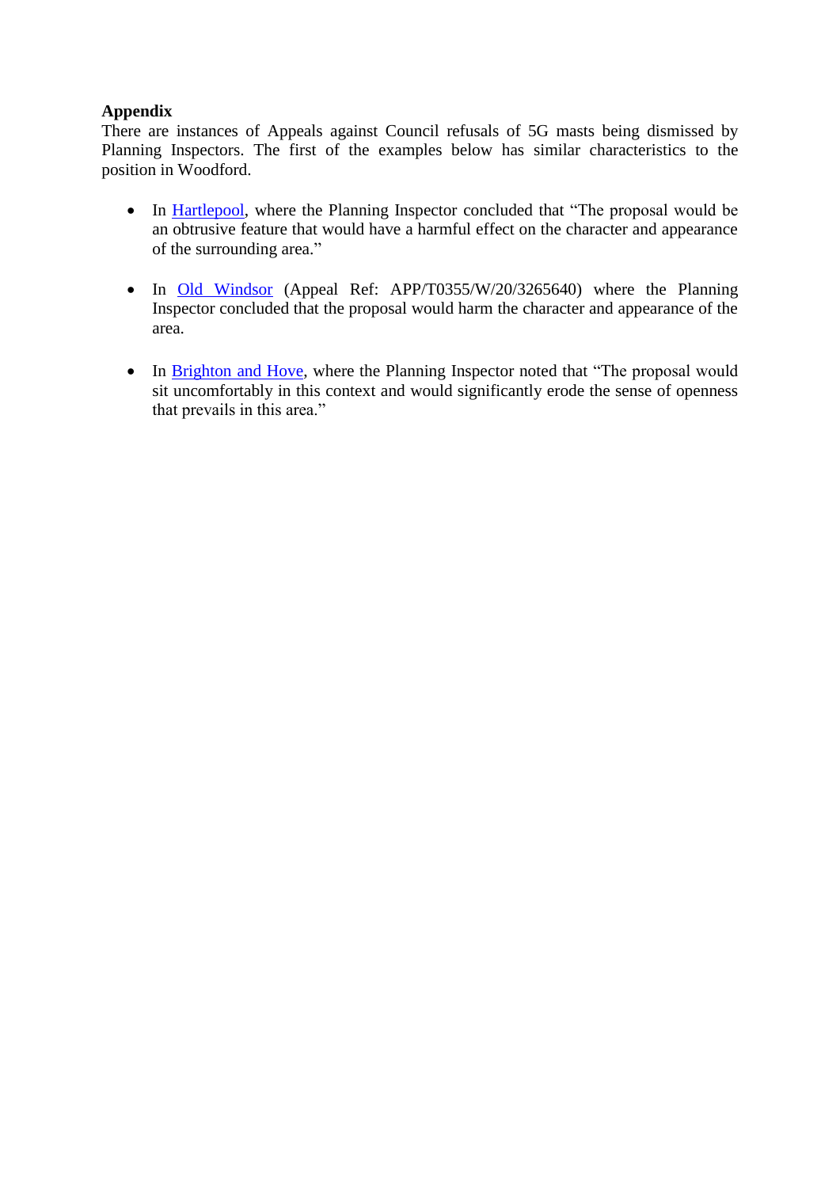**Appendix**

There are instances of Appeals against Council refusals of 5G masts being dismissed by Planning Inspectors. The first of the examples below has similar characteristics to the position in Woodford.

- In Hartlepool, where the Planning Inspector concluded that "The proposal would be an obtrusive feature that would have a harmful effect on the character and appearance of the surrounding area."

- In Old Windsor (Appeal Ref: APP/T0355/W/20/3265640) where the Planning Inspector concluded that the proposal would harm the character and appearance of the area.

- In Brighton and Hove, where the Planning Inspector noted that "The proposal would sit uncomfortably in this context and would significantly erode the sense of openness that prevails in this area."